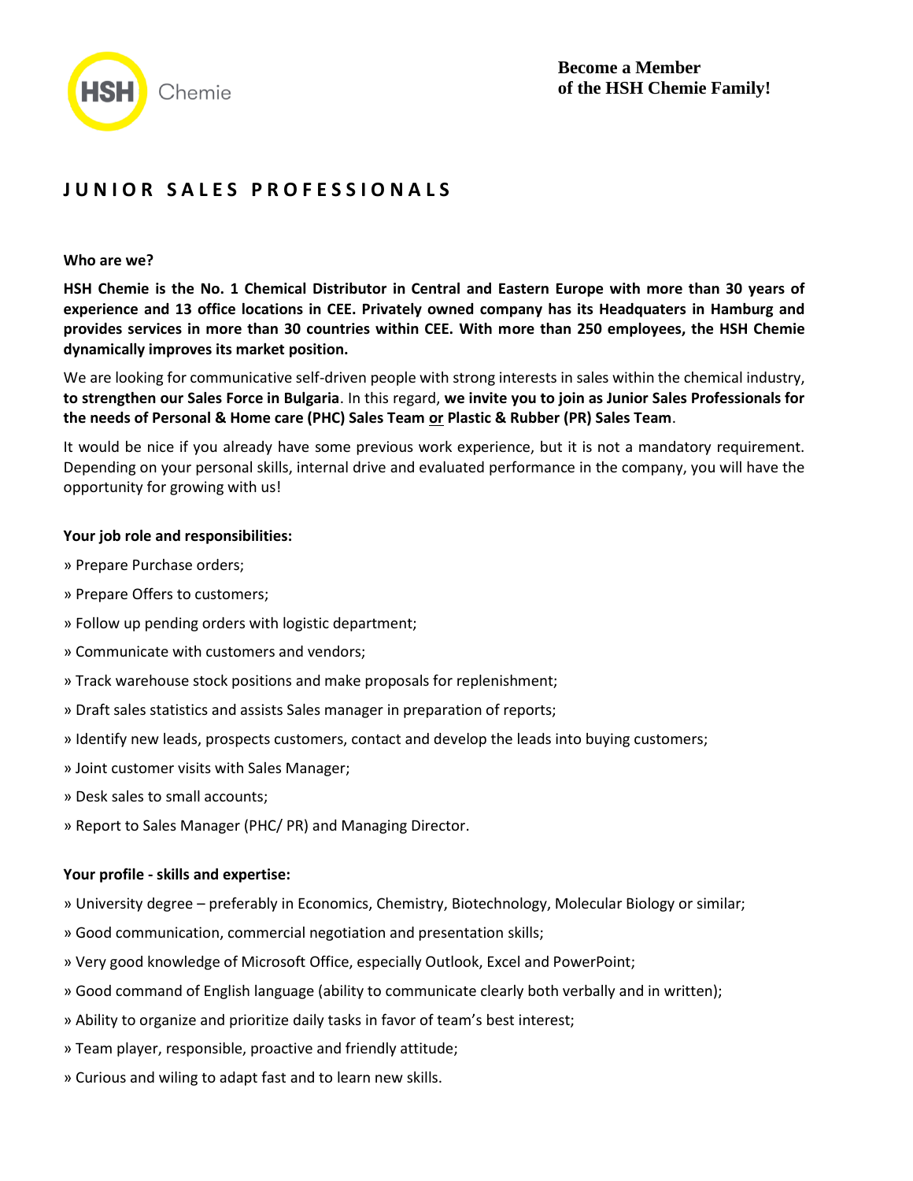**Become a Member of the HSH Chemie Family!**

# JUNIOR SALES PROFESSIONALS

**Who are we?**

**HSH Chemie is the No. 1 Chemical Distributor in Central and Eastern Europe with more than 30 years of experience and 13 office locations in CEE. Privately owned company has its Headquaters in Hamburg and provides services in more than 30 countries within CEE. With more than 250 employees, the HSH Chemie dynamically improves its market position.**

We are looking for communicative self-driven people with strong interests in sales within the chemical industry, **to strengthen our Sales Force in Bulgaria**. In this regard, **we invite you to join as Junior Sales Professionals for the needs of Personal & Home care (PHC) Sales Team or Plastic & Rubber (PR) Sales Team**.

It would be nice if you already have some previous work experience, but it is not a mandatory requirement. Depending on your personal skills, internal drive and evaluated performance in the company, you will have the opportunity for growing with us!

**Your job role and responsibilities:**

» Prepare Purchase orders;

» Prepare Offers to customers;

» Follow up pending orders with logistic department;

» Communicate with customers and vendors;

» Track warehouse stock positions and make proposals for replenishment;

» Draft sales statistics and assists Sales manager in preparation of reports;

» Identify new leads, prospects customers, contact and develop the leads into buying customers;

» Joint customer visits with Sales Manager;

» Desk sales to small accounts;

» Report to Sales Manager (PHC/ PR) and Managing Director.

**Your profile - skills and expertise:**

» University degree – preferably in Economics, Chemistry, Biotechnology, Molecular Biology or similar;

» Good communication, commercial negotiation and presentation skills;

» Very good knowledge of Microsoft Office, especially Outlook, Excel and PowerPoint;

» Good command of English language (ability to communicate clearly both verbally and in written);

» Ability to organize and prioritize daily tasks in favor of team's best interest;

» Team player, responsible, proactive and friendly attitude;

» Curious and wiling to adapt fast and to learn new skills.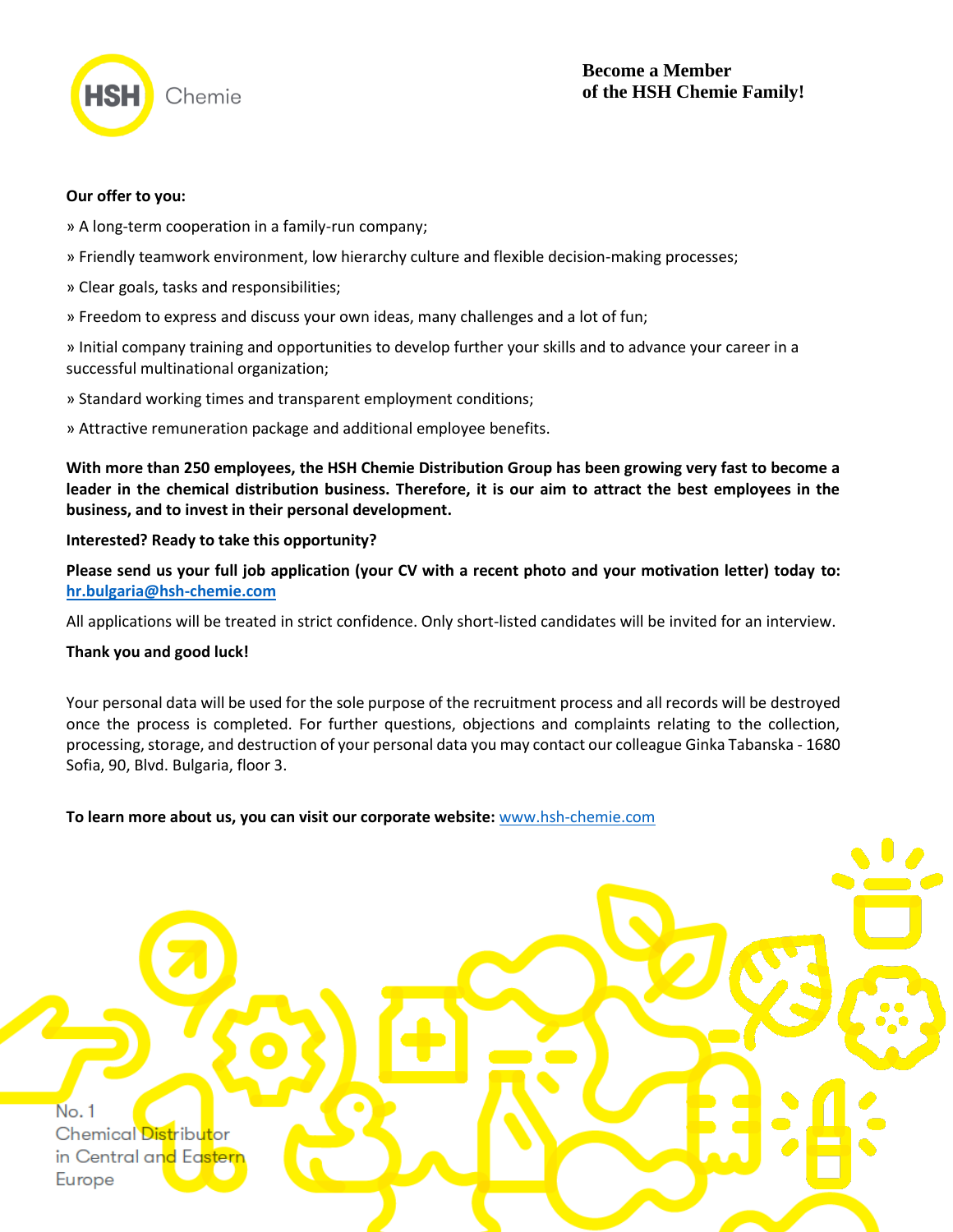**Become a Member of the HSH Chemie Family!**

**Our offer to you:**

» A long-term cooperation in a family-run company;

» Friendly teamwork environment, low hierarchy culture and flexible decision-making processes;

» Clear goals, tasks and responsibilities;

» Freedom to express and discuss your own ideas, many challenges and a lot of fun;

» Initial company training and opportunities to develop further your skills and to advance your career in a successful multinational organization;

» Standard working times and transparent employment conditions;

» Attractive remuneration package and additional employee benefits.

**With more than 250 employees, the HSH Chemie Distribution Group has been growing very fast to become a leader in the chemical distribution business. Therefore, it is our aim to attract the best employees in the business, and to invest in their personal development.**

**Interested? Ready to take this opportunity?**

**Please send us your full job application (your CV with a recent photo and your motivation letter) today to: hr.bulgaria@hsh-chemie.com**

All applications will be treated in strict confidence. Only short-listed candidates will be invited for an interview.

**Thank you and good luck!**

Your personal data will be used for the sole purpose of the recruitment process and all records will be destroyed once the process is completed. For further questions, objections and complaints relating to the collection, processing, storage, and destruction of your personal data you may contact our colleague Ginka Tabanska - 1680 Sofia, 90, Blvd. Bulgaria, floor 3.

**To learn more about us, you can visit our corporate website:** www.hsh-chemie.com

No. 1
Chemical Distributor
in Central and Eastern
Europe